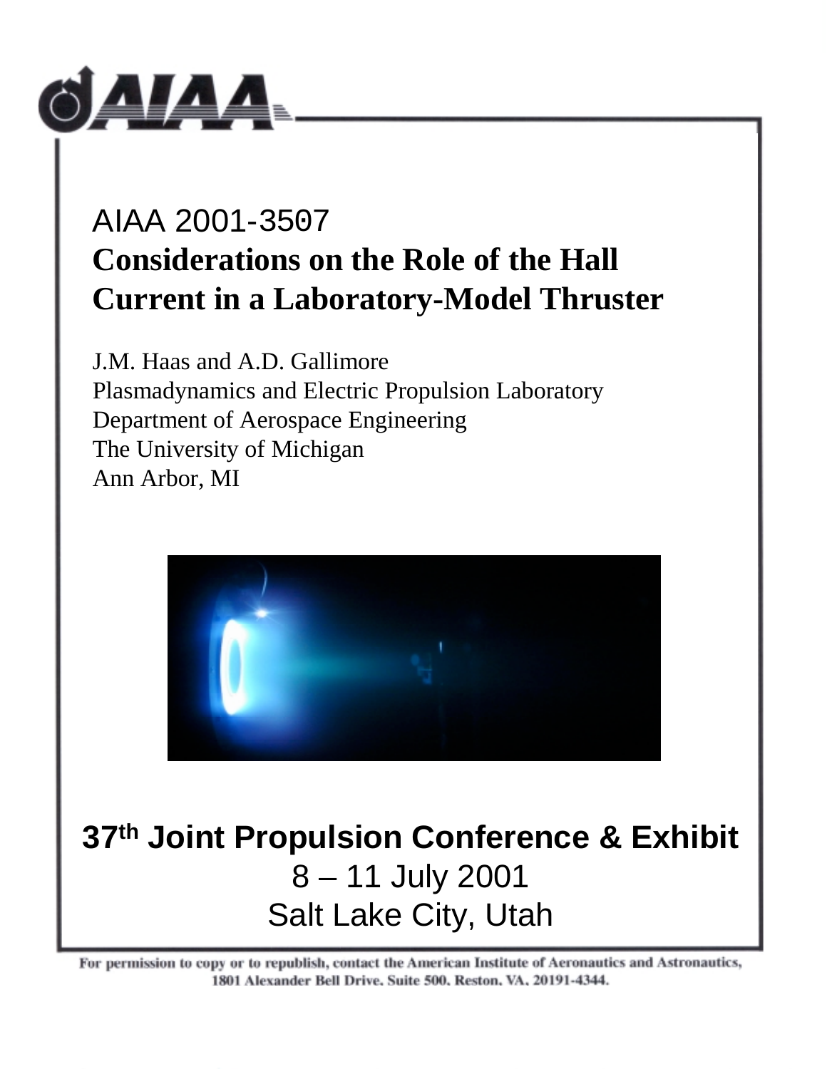AIAA 2001-3507

# Considerations on the Role of the Hall Current in a Laboratory-Model Thruster

J.M. Haas and A.D. Gallimore
Plasmadynamics and Electric Propulsion Laboratory
Department of Aerospace Engineering
The University of Michigan
Ann Arbor, MI

**37th Joint Propulsion Conference & Exhibit**
8 – 11 July 2001
Salt Lake City, Utah

For permission to copy or to republish, contact the American Institute of Aeronautics and Astronautics, 1801 Alexander Bell Drive, Suite 500, Reston, VA, 20191-4344.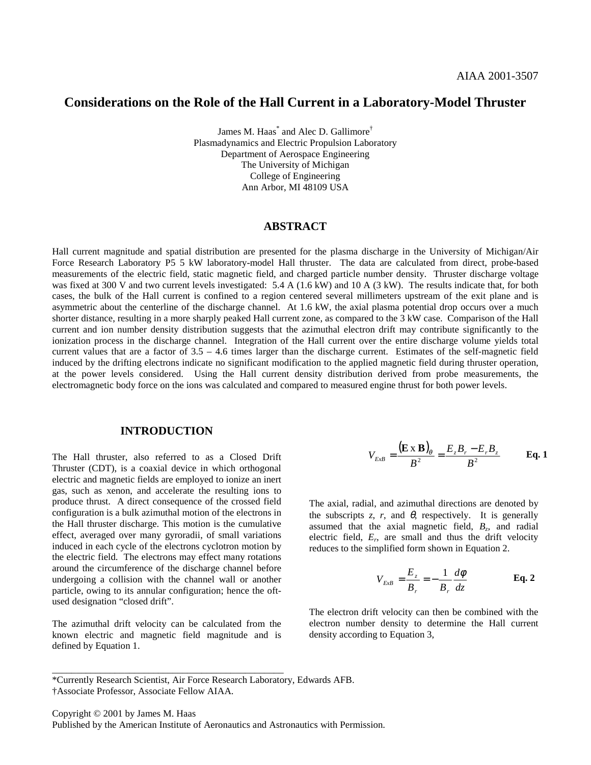# Considerations on the Role of the Hall Current in a Laboratory-Model Thruster

James M. Haas[*] and Alec D. Gallimore[†]
Plasmadynamics and Electric Propulsion Laboratory
Department of Aerospace Engineering
The University of Michigan
College of Engineering
Ann Arbor, MI 48109 USA

## ABSTRACT

Hall current magnitude and spatial distribution are presented for the plasma discharge in the University of Michigan/Air Force Research Laboratory P5 5 kW laboratory-model Hall thruster. The data are calculated from direct, probe-based measurements of the electric field, static magnetic field, and charged particle number density. Thruster discharge voltage was fixed at 300 V and two current levels investigated: 5.4 A (1.6 kW) and 10 A (3 kW). The results indicate that, for both cases, the bulk of the Hall current is confined to a region centered several millimeters upstream of the exit plane and is asymmetric about the centerline of the discharge channel. At 1.6 kW, the axial plasma potential drop occurs over a much shorter distance, resulting in a more sharply peaked Hall current zone, as compared to the 3 kW case. Comparison of the Hall current and ion number density distribution suggests that the azimuthal electron drift may contribute significantly to the ionization process in the discharge channel. Integration of the Hall current over the entire discharge volume yields total current values that are a factor of 3.5 – 4.6 times larger than the discharge current. Estimates of the self-magnetic field induced by the drifting electrons indicate no significant modification to the applied magnetic field during thruster operation, at the power levels considered. Using the Hall current density distribution derived from probe measurements, the electromagnetic body force on the ions was calculated and compared to measured engine thrust for both power levels.

## INTRODUCTION

The Hall thruster, also referred to as a Closed Drift Thruster (CDT), is a coaxial device in which orthogonal electric and magnetic fields are employed to ionize an inert gas, such as xenon, and accelerate the resulting ions to produce thrust. A direct consequence of the crossed field configuration is a bulk azimuthal motion of the electrons in the Hall thruster discharge. This motion is the cumulative effect, averaged over many gyroradii, of small variations induced in each cycle of the electrons cyclotron motion by the electric field. The electrons may effect many rotations around the circumference of the discharge channel before undergoing a collision with the channel wall or another particle, owing to its annular configuration; hence the oft-used designation "closed drift".

The azimuthal drift velocity can be calculated from the known electric and magnetic field magnitude and is defined by Equation 1.

$$V_{ExB} = \frac{(\mathbf{E} \times \mathbf{B})_\theta}{B^2} = \frac{E_z B_r - E_r B_z}{B^2} \qquad \textbf{Eq. 1}$$

The axial, radial, and azimuthal directions are denoted by the subscripts $z$, $r$, and $\theta$, respectively. It is generally assumed that the axial magnetic field, $B_z$, and radial electric field, $E_r$, are small and thus the drift velocity reduces to the simplified form shown in Equation 2.

$$V_{ExB} = \frac{E_z}{B_r} = -\frac{1}{B_r}\frac{d\phi}{dz} \qquad \textbf{Eq. 2}$$

The electron drift velocity can then be combined with the electron number density to determine the Hall current density according to Equation 3,

---

*Currently Research Scientist, Air Force Research Laboratory, Edwards AFB.
†Associate Professor, Associate Fellow AIAA.

Copyright © 2001 by James M. Haas
Published by the American Institute of Aeronautics and Astronautics with Permission.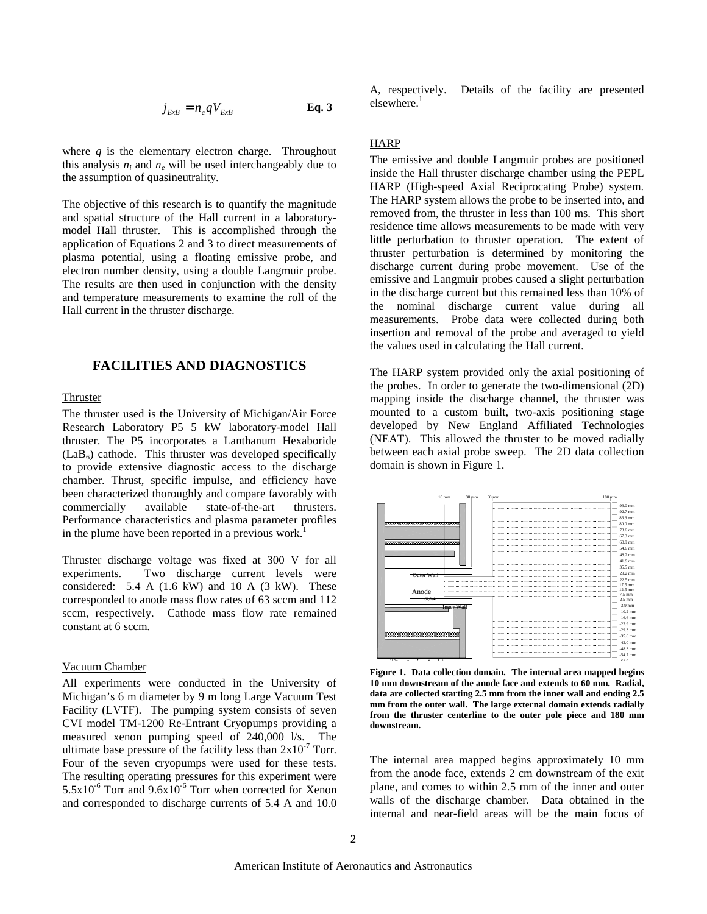$$j_{ExB} = n_e q V_{ExB} \qquad \textbf{Eq. 3}$$

where $q$ is the elementary electron charge. Throughout this analysis $n_i$ and $n_e$ will be used interchangeably due to the assumption of quasineutrality.

The objective of this research is to quantify the magnitude and spatial structure of the Hall current in a laboratory-model Hall thruster. This is accomplished through the application of Equations 2 and 3 to direct measurements of plasma potential, using a floating emissive probe, and electron number density, using a double Langmuir probe. The results are then used in conjunction with the density and temperature measurements to examine the roll of the Hall current in the thruster discharge.

## FACILITIES AND DIAGNOSTICS

### Thruster

The thruster used is the University of Michigan/Air Force Research Laboratory P5 5 kW laboratory-model Hall thruster. The P5 incorporates a Lanthanum Hexaboride ($LaB_6$) cathode. This thruster was developed specifically to provide extensive diagnostic access to the discharge chamber. Thrust, specific impulse, and efficiency have been characterized thoroughly and compare favorably with commercially available state-of-the-art thrusters. Performance characteristics and plasma parameter profiles in the plume have been reported in a previous work.[1]

Thruster discharge voltage was fixed at 300 V for all experiments. Two discharge current levels were considered: 5.4 A (1.6 kW) and 10 A (3 kW). These corresponded to anode mass flow rates of 63 sccm and 112 sccm, respectively. Cathode mass flow rate remained constant at 6 sccm.

### Vacuum Chamber

All experiments were conducted in the University of Michigan's 6 m diameter by 9 m long Large Vacuum Test Facility (LVTF). The pumping system consists of seven CVI model TM-1200 Re-Entrant Cryopumps providing a measured xenon pumping speed of 240,000 l/s. The ultimate base pressure of the facility less than $2 \times 10^{-7}$ Torr. Four of the seven cryopumps were used for these tests. The resulting operating pressures for this experiment were $5.5 \times 10^{-6}$ Torr and $9.6 \times 10^{-6}$ Torr when corrected for Xenon and corresponded to discharge currents of 5.4 A and 10.0 A, respectively. Details of the facility are presented elsewhere.[1]

### HARP

The emissive and double Langmuir probes are positioned inside the Hall thruster discharge chamber using the PEPL HARP (High-speed Axial Reciprocating Probe) system. The HARP system allows the probe to be inserted into, and removed from, the thruster in less than 100 ms. This short residence time allows measurements to be made with very little perturbation to thruster operation. The extent of thruster perturbation is determined by monitoring the discharge current during probe movement. Use of the emissive and Langmuir probes caused a slight perturbation in the discharge current but this remained less than 10% of the nominal discharge current value during all measurements. Probe data were collected during both insertion and removal of the probe and averaged to yield the values used in calculating the Hall current.

The HARP system provided only the axial positioning of the probes. In order to generate the two-dimensional (2D) mapping inside the discharge channel, the thruster was mounted to a custom built, two-axis positioning stage developed by New England Affiliated Technologies (NEAT). This allowed the thruster to be moved radially between each axial probe sweep. The 2D data collection domain is shown in Figure 1.

**Figure 1. Data collection domain. The internal area mapped begins 10 mm downstream of the anode face and extends to 60 mm. Radial, data are collected starting 2.5 mm from the inner wall and ending 2.5 mm from the outer wall. The large external domain extends radially from the thruster centerline to the outer pole piece and 180 mm downstream.**

The internal area mapped begins approximately 10 mm from the anode face, extends 2 cm downstream of the exit plane, and comes to within 2.5 mm of the inner and outer walls of the discharge chamber. Data obtained in the internal and near-field areas will be the main focus of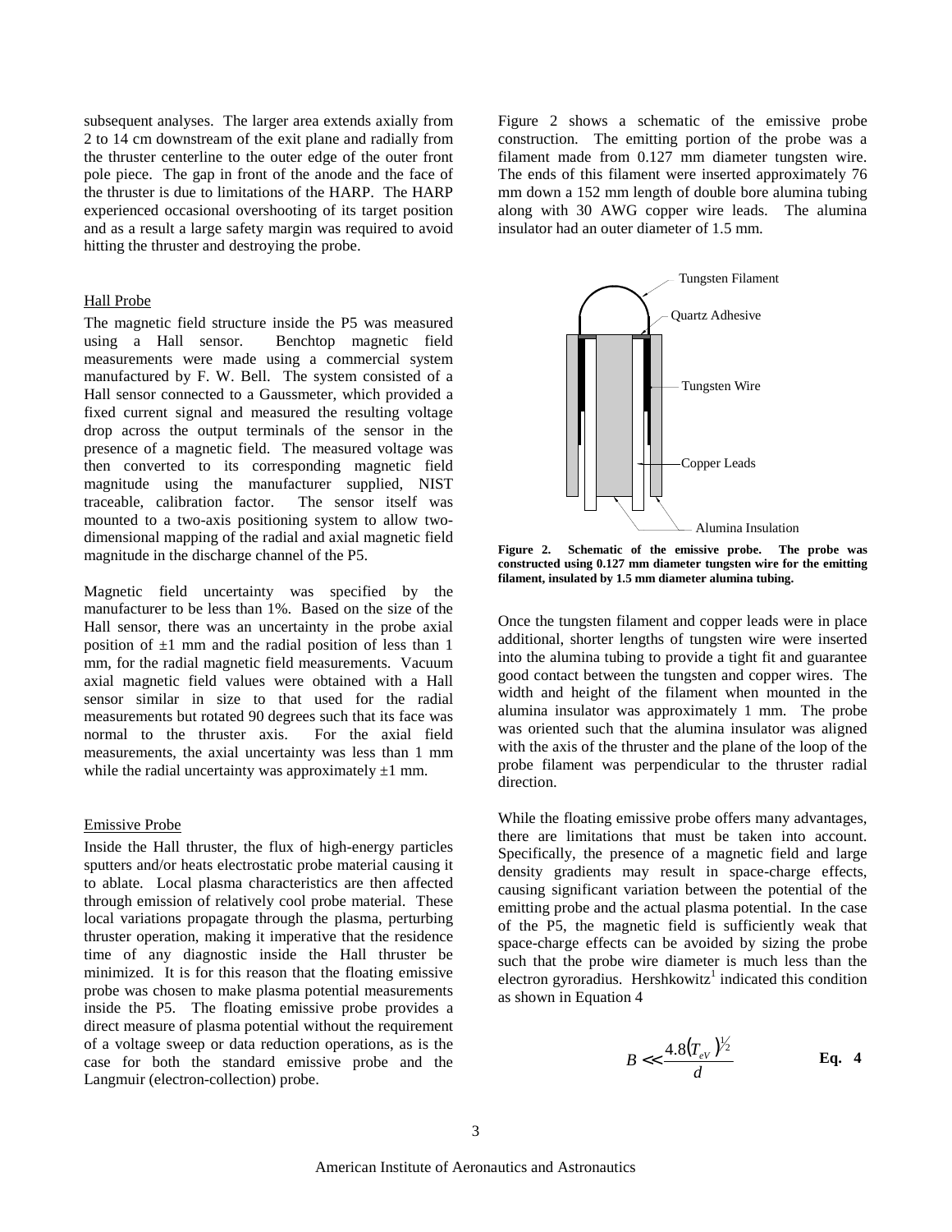subsequent analyses. The larger area extends axially from 2 to 14 cm downstream of the exit plane and radially from the thruster centerline to the outer edge of the outer front pole piece. The gap in front of the anode and the face of the thruster is due to limitations of the HARP. The HARP experienced occasional overshooting of its target position and as a result a large safety margin was required to avoid hitting the thruster and destroying the probe.

### Hall Probe

The magnetic field structure inside the P5 was measured using a Hall sensor. Benchtop magnetic field measurements were made using a commercial system manufactured by F. W. Bell. The system consisted of a Hall sensor connected to a Gaussmeter, which provided a fixed current signal and measured the resulting voltage drop across the output terminals of the sensor in the presence of a magnetic field. The measured voltage was then converted to its corresponding magnetic field magnitude using the manufacturer supplied, NIST traceable, calibration factor. The sensor itself was mounted to a two-axis positioning system to allow two-dimensional mapping of the radial and axial magnetic field magnitude in the discharge channel of the P5.

Magnetic field uncertainty was specified by the manufacturer to be less than 1%. Based on the size of the Hall sensor, there was an uncertainty in the probe axial position of ±1 mm and the radial position of less than 1 mm, for the radial magnetic field measurements. Vacuum axial magnetic field values were obtained with a Hall sensor similar in size to that used for the radial measurements but rotated 90 degrees such that its face was normal to the thruster axis. For the axial field measurements, the axial uncertainty was less than 1 mm while the radial uncertainty was approximately ±1 mm.

### Emissive Probe

Inside the Hall thruster, the flux of high-energy particles sputters and/or heats electrostatic probe material causing it to ablate. Local plasma characteristics are then affected through emission of relatively cool probe material. These local variations propagate through the plasma, perturbing thruster operation, making it imperative that the residence time of any diagnostic inside the Hall thruster be minimized. It is for this reason that the floating emissive probe was chosen to make plasma potential measurements inside the P5. The floating emissive probe provides a direct measure of plasma potential without the requirement of a voltage sweep or data reduction operations, as is the case for both the standard emissive probe and the Langmuir (electron-collection) probe.

Figure 2 shows a schematic of the emissive probe construction. The emitting portion of the probe was a filament made from 0.127 mm diameter tungsten wire. The ends of this filament were inserted approximately 76 mm down a 152 mm length of double bore alumina tubing along with 30 AWG copper wire leads. The alumina insulator had an outer diameter of 1.5 mm.

**Figure 2. Schematic of the emissive probe. The probe was constructed using 0.127 mm diameter tungsten wire for the emitting filament, insulated by 1.5 mm diameter alumina tubing.**

Once the tungsten filament and copper leads were in place additional, shorter lengths of tungsten wire were inserted into the alumina tubing to provide a tight fit and guarantee good contact between the tungsten and copper wires. The width and height of the filament when mounted in the alumina insulator was approximately 1 mm. The probe was oriented such that the alumina insulator was aligned with the axis of the thruster and the plane of the loop of the probe filament was perpendicular to the thruster radial direction.

While the floating emissive probe offers many advantages, there are limitations that must be taken into account. Specifically, the presence of a magnetic field and large density gradients may result in space-charge effects, causing significant variation between the potential of the emitting probe and the actual plasma potential. In the case of the P5, the magnetic field is sufficiently weak that space-charge effects can be avoided by sizing the probe such that the probe wire diameter is much less than the electron gyroradius. Hershkowitz[1] indicated this condition as shown in Equation 4

$$B \ll \frac{4.8\left(T_{eV}\right)^{1/2}}{d} \qquad \textbf{Eq. 4}$$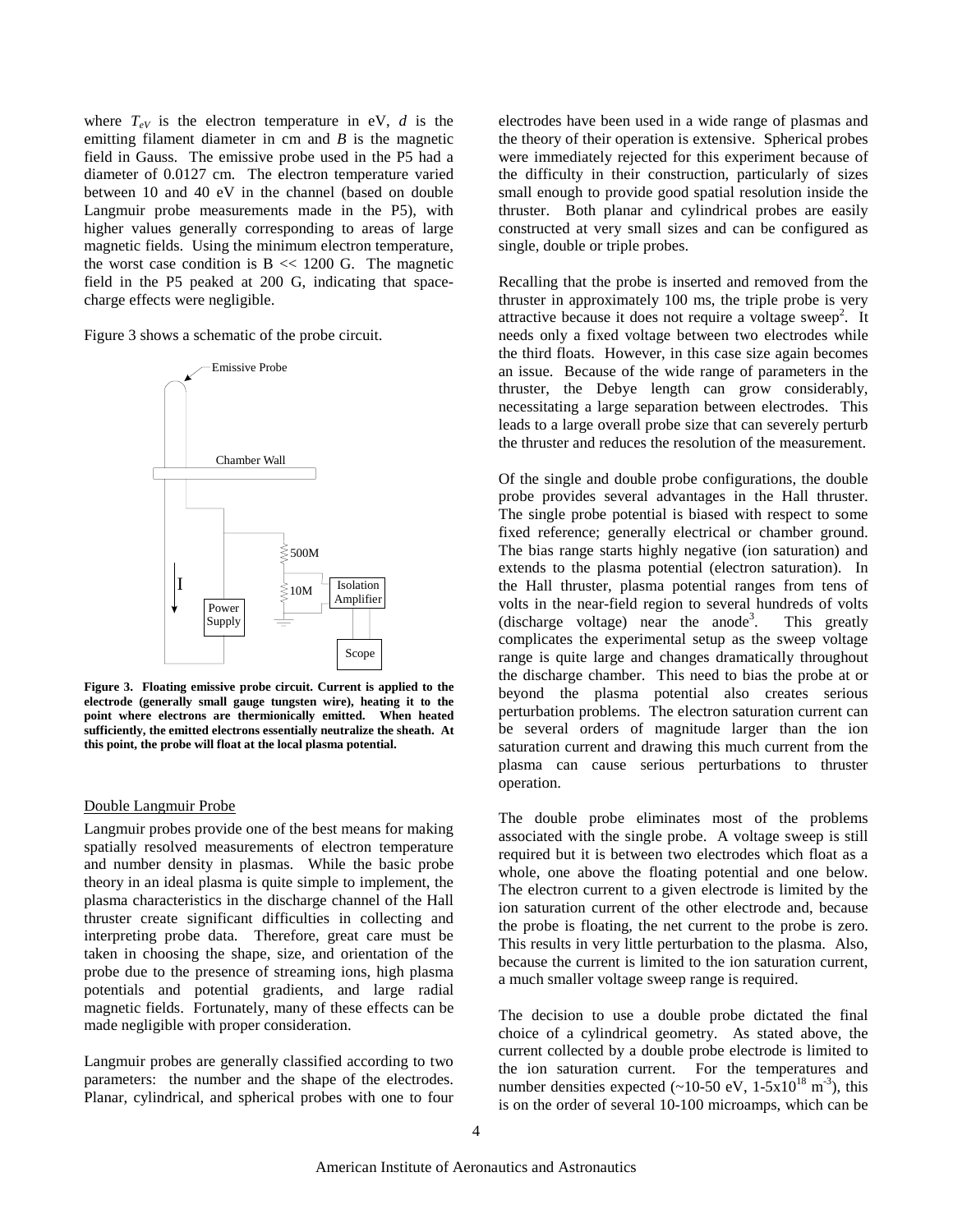where $T_{eV}$ is the electron temperature in eV, $d$ is the emitting filament diameter in cm and $B$ is the magnetic field in Gauss. The emissive probe used in the P5 had a diameter of 0.0127 cm. The electron temperature varied between 10 and 40 eV in the channel (based on double Langmuir probe measurements made in the P5), with higher values generally corresponding to areas of large magnetic fields. Using the minimum electron temperature, the worst case condition is $B << 1200$ G. The magnetic field in the P5 peaked at 200 G, indicating that space-charge effects were negligible.

Figure 3 shows a schematic of the probe circuit.

Emissive Probe

Chamber Wall

500M

10M

Isolation Amplifier

I

Power Supply

Scope

**Figure 3. Floating emissive probe circuit. Current is applied to the electrode (generally small gauge tungsten wire), heating it to the point where electrons are thermionically emitted. When heated sufficiently, the emitted electrons essentially neutralize the sheath. At this point, the probe will float at the local plasma potential.**

### Double Langmuir Probe

Langmuir probes provide one of the best means for making spatially resolved measurements of electron temperature and number density in plasmas. While the basic probe theory in an ideal plasma is quite simple to implement, the plasma characteristics in the discharge channel of the Hall thruster create significant difficulties in collecting and interpreting probe data. Therefore, great care must be taken in choosing the shape, size, and orientation of the probe due to the presence of streaming ions, high plasma potentials and potential gradients, and large radial magnetic fields. Fortunately, many of these effects can be made negligible with proper consideration.

Langmuir probes are generally classified according to two parameters: the number and the shape of the electrodes. Planar, cylindrical, and spherical probes with one to four electrodes have been used in a wide range of plasmas and the theory of their operation is extensive. Spherical probes were immediately rejected for this experiment because of the difficulty in their construction, particularly of sizes small enough to provide good spatial resolution inside the thruster. Both planar and cylindrical probes are easily constructed at very small sizes and can be configured as single, double or triple probes.

Recalling that the probe is inserted and removed from the thruster in approximately 100 ms, the triple probe is very attractive because it does not require a voltage sweep[2]. It needs only a fixed voltage between two electrodes while the third floats. However, in this case size again becomes an issue. Because of the wide range of parameters in the thruster, the Debye length can grow considerably, necessitating a large separation between electrodes. This leads to a large overall probe size that can severely perturb the thruster and reduces the resolution of the measurement.

Of the single and double probe configurations, the double probe provides several advantages in the Hall thruster. The single probe potential is biased with respect to some fixed reference; generally electrical or chamber ground. The bias range starts highly negative (ion saturation) and extends to the plasma potential (electron saturation). In the Hall thruster, plasma potential ranges from tens of volts in the near-field region to several hundreds of volts (discharge voltage) near the anode[3]. This greatly complicates the experimental setup as the sweep voltage range is quite large and changes dramatically throughout the discharge chamber. This need to bias the probe at or beyond the plasma potential also creates serious perturbation problems. The electron saturation current can be several orders of magnitude larger than the ion saturation current and drawing this much current from the plasma can cause serious perturbations to thruster operation.

The double probe eliminates most of the problems associated with the single probe. A voltage sweep is still required but it is between two electrodes which float as a whole, one above the floating potential and one below. The electron current to a given electrode is limited by the ion saturation current of the other electrode and, because the probe is floating, the net current to the probe is zero. This results in very little perturbation to the plasma. Also, because the current is limited to the ion saturation current, a much smaller voltage sweep range is required.

The decision to use a double probe dictated the final choice of a cylindrical geometry. As stated above, the current collected by a double probe electrode is limited to the ion saturation current. For the temperatures and number densities expected (~10-50 eV, 1-5x10$^{18}$ m$^{-3}$), this is on the order of several 10-100 microamps, which can be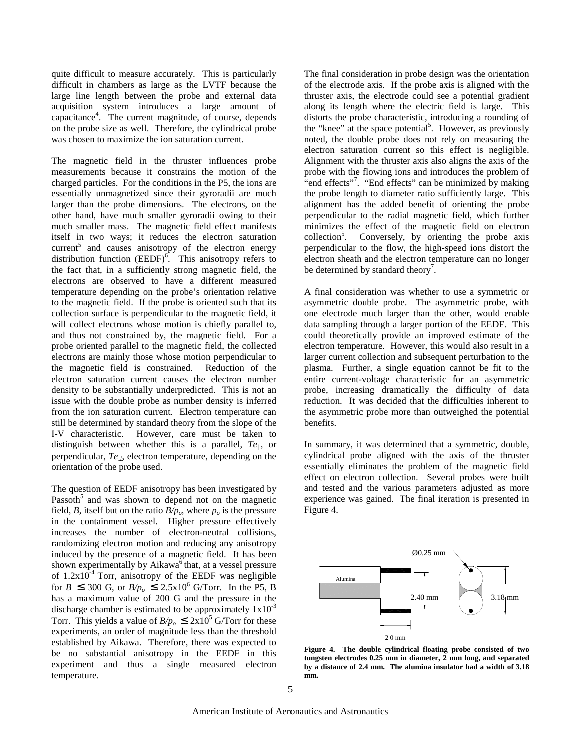quite difficult to measure accurately. This is particularly difficult in chambers as large as the LVTF because the large line length between the probe and external data acquisition system introduces a large amount of capacitance[4]. The current magnitude, of course, depends on the probe size as well. Therefore, the cylindrical probe was chosen to maximize the ion saturation current.

The magnetic field in the thruster influences probe measurements because it constrains the motion of the charged particles. For the conditions in the P5, the ions are essentially unmagnetized since their gyroradii are much larger than the probe dimensions. The electrons, on the other hand, have much smaller gyroradii owing to their much smaller mass. The magnetic field effect manifests itself in two ways; it reduces the electron saturation current[5] and causes anisotropy of the electron energy distribution function (EEDF)[6]. This anisotropy refers to the fact that, in a sufficiently strong magnetic field, the electrons are observed to have a different measured temperature depending on the probe's orientation relative to the magnetic field. If the probe is oriented such that its collection surface is perpendicular to the magnetic field, it will collect electrons whose motion is chiefly parallel to, and thus not constrained by, the magnetic field. For a probe oriented parallel to the magnetic field, the collected electrons are mainly those whose motion perpendicular to the magnetic field is constrained. Reduction of the electron saturation current causes the electron number density to be substantially underpredicted. This is not an issue with the double probe as number density is inferred from the ion saturation current. Electron temperature can still be determined by standard theory from the slope of the I-V characteristic. However, care must be taken to distinguish between whether this is a parallel, $Te_{||}$, or perpendicular, $Te_{\perp}$, electron temperature, depending on the orientation of the probe used.

The question of EEDF anisotropy has been investigated by Passoth[5] and was shown to depend not on the magnetic field, $B$, itself but on the ratio $B/p_o$, where $p_o$ is the pressure in the containment vessel. Higher pressure effectively increases the number of electron-neutral collisions, randomizing electron motion and reducing any anisotropy induced by the presence of a magnetic field. It has been shown experimentally by Aikawa[6] that, at a vessel pressure of $1.2\text{x}10^{-4}$ Torr, anisotropy of the EEDF was negligible for $B \leq 300$ G, or $B/p_o \leq 2.5\text{x}10^{6}$ G/Torr. In the P5, B has a maximum value of 200 G and the pressure in the discharge chamber is estimated to be approximately $1\text{x}10^{-3}$ Torr. This yields a value of $B/p_o \leq 2\text{x}10^{5}$ G/Torr for these experiments, an order of magnitude less than the threshold established by Aikawa. Therefore, there was expected to be no substantial anisotropy in the EEDF in this experiment and thus a single measured electron temperature.

The final consideration in probe design was the orientation of the electrode axis. If the probe axis is aligned with the thruster axis, the electrode could see a potential gradient along its length where the electric field is large. This distorts the probe characteristic, introducing a rounding of the "knee" at the space potential[5]. However, as previously noted, the double probe does not rely on measuring the electron saturation current so this effect is negligible. Alignment with the thruster axis also aligns the axis of the probe with the flowing ions and introduces the problem of "end effects"[7]. "End effects" can be minimized by making the probe length to diameter ratio sufficiently large. This alignment has the added benefit of orienting the probe perpendicular to the radial magnetic field, which further minimizes the effect of the magnetic field on electron collection[5]. Conversely, by orienting the probe axis perpendicular to the flow, the high-speed ions distort the electron sheath and the electron temperature can no longer be determined by standard theory[7].

A final consideration was whether to use a symmetric or asymmetric double probe. The asymmetric probe, with one electrode much larger than the other, would enable data sampling through a larger portion of the EEDF. This could theoretically provide an improved estimate of the electron temperature. However, this would also result in a larger current collection and subsequent perturbation to the plasma. Further, a single equation cannot be fit to the entire current-voltage characteristic for an asymmetric probe, increasing dramatically the difficulty of data reduction. It was decided that the difficulties inherent to the asymmetric probe more than outweighed the potential benefits.

In summary, it was determined that a symmetric, double, cylindrical probe aligned with the axis of the thruster essentially eliminates the problem of the magnetic field effect on electron collection. Several probes were built and tested and the various parameters adjusted as more experience was gained. The final iteration is presented in Figure 4.

Ø0.25 mm

Alumina

2.40 mm

3.18 mm

2 0 mm

**Figure 4. The double cylindrical floating probe consisted of two tungsten electrodes 0.25 mm in diameter, 2 mm long, and separated by a distance of 2.4 mm. The alumina insulator had a width of 3.18 mm.**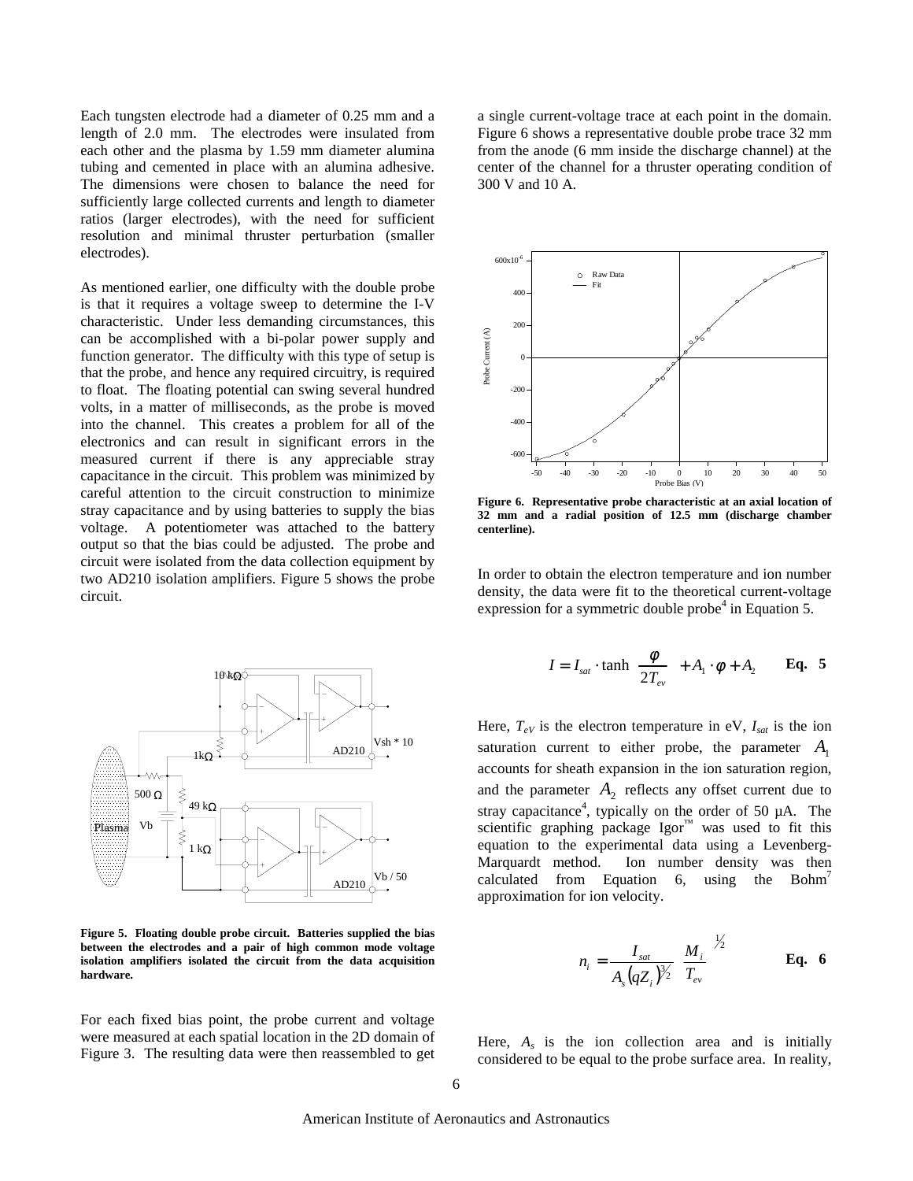Each tungsten electrode had a diameter of 0.25 mm and a length of 2.0 mm. The electrodes were insulated from each other and the plasma by 1.59 mm diameter alumina tubing and cemented in place with an alumina adhesive. The dimensions were chosen to balance the need for sufficiently large collected currents and length to diameter ratios (larger electrodes), with the need for sufficient resolution and minimal thruster perturbation (smaller electrodes).

As mentioned earlier, one difficulty with the double probe is that it requires a voltage sweep to determine the I-V characteristic. Under less demanding circumstances, this can be accomplished with a bi-polar power supply and function generator. The difficulty with this type of setup is that the probe, and hence any required circuitry, is required to float. The floating potential can swing several hundred volts, in a matter of milliseconds, as the probe is moved into the channel. This creates a problem for all of the electronics and can result in significant errors in the measured current if there is any appreciable stray capacitance in the circuit. This problem was minimized by careful attention to the circuit construction to minimize stray capacitance and by using batteries to supply the bias voltage. A potentiometer was attached to the battery output so that the bias could be adjusted. The probe and circuit were isolated from the data collection equipment by two AD210 isolation amplifiers. Figure 5 shows the probe circuit.

**Figure 5. Floating double probe circuit. Batteries supplied the bias between the electrodes and a pair of high common mode voltage isolation amplifiers isolated the circuit from the data acquisition hardware.**

For each fixed bias point, the probe current and voltage were measured at each spatial location in the 2D domain of Figure 3. The resulting data were then reassembled to get a single current-voltage trace at each point in the domain. Figure 6 shows a representative double probe trace 32 mm from the anode (6 mm inside the discharge channel) at the center of the channel for a thruster operating condition of 300 V and 10 A.

**Figure 6. Representative probe characteristic at an axial location of 32 mm and a radial position of 12.5 mm (discharge chamber centerline).**

In order to obtain the electron temperature and ion number density, the data were fit to the theoretical current-voltage expression for a symmetric double probe[4] in Equation 5.

$$I = I_{sat} \cdot \tanh\left(\frac{\phi}{2T_{ev}}\right) + A_1 \cdot \phi + A_2 \qquad \textbf{Eq. 5}$$

Here, $T_{eV}$ is the electron temperature in eV, $I_{sat}$ is the ion saturation current to either probe, the parameter $A_1$ accounts for sheath expansion in the ion saturation region, and the parameter $A_2$ reflects any offset current due to stray capacitance[4], typically on the order of 50 µA. The scientific graphing package Igor™ was used to fit this equation to the experimental data using a Levenberg-Marquardt method. Ion number density was then calculated from Equation 6, using the Bohm[7] approximation for ion velocity.

$$n_i = \frac{I_{sat}}{A_s (qZ_i)^{3/2}} \left(\frac{M_i}{T_{ev}}\right)^{1/2} \qquad \textbf{Eq. 6}$$

Here, $A_s$ is the ion collection area and is initially considered to be equal to the probe surface area. In reality,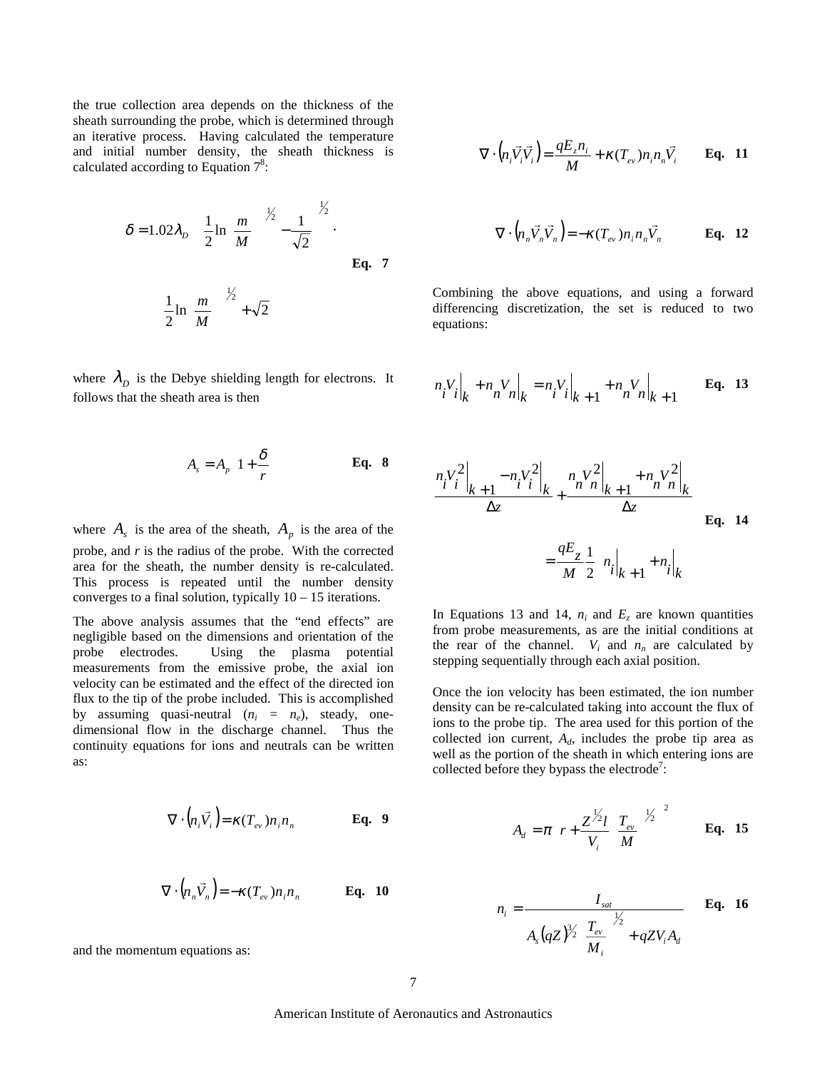the true collection area depends on the thickness of the sheath surrounding the probe, which is determined through an iterative process. Having calculated the temperature and initial number density, the sheath thickness is calculated according to Equation 7[8]:

$$\delta = 1.02\lambda_D \left[ \frac{\left(\frac{1}{2}\ln\left(\frac{m}{M}\right)\right)^{1/2} - \frac{1}{\sqrt{2}}}{} \right]^{1/2} \cdot \left[ \left(\frac{1}{2}\ln\left(\frac{m}{M}\right)\right)^{1/2} + \sqrt{2} \right] \quad \textbf{Eq. 7}$$

where $\lambda_D$ is the Debye shielding length for electrons. It follows that the sheath area is then

$$A_s = A_p \left(1 + \frac{\delta}{r}\right) \quad \textbf{Eq. 8}$$

where $A_s$ is the area of the sheath, $A_p$ is the area of the probe, and $r$ is the radius of the probe. With the corrected area for the sheath, the number density is re-calculated. This process is repeated until the number density converges to a final solution, typically 10 – 15 iterations.

The above analysis assumes that the "end effects" are negligible based on the dimensions and orientation of the probe electrodes. Using the plasma potential measurements from the emissive probe, the axial ion velocity can be estimated and the effect of the directed ion flux to the tip of the probe included. This is accomplished by assuming quasi-neutral ($n_i = n_e$), steady, one-dimensional flow in the discharge channel. Thus the continuity equations for ions and neutrals can be written as:

$$\nabla \cdot \left(n_i \vec{V}_i\right) = \kappa(T_{ev}) n_i n_n \quad \textbf{Eq. 9}$$

$$\nabla \cdot \left(n_n \vec{V}_n\right) = -\kappa(T_{ev}) n_i n_n \quad \textbf{Eq. 10}$$

and the momentum equations as:

$$\nabla \cdot \left(n_i \vec{V}_i \vec{V}_i\right) = \frac{qE_z n_i}{M} + \kappa(T_{ev}) n_i n_n \vec{V}_i \quad \textbf{Eq. 11}$$

$$\nabla \cdot \left(n_n \vec{V}_n \vec{V}_n\right) = -\kappa(T_{ev}) n_i n_n \vec{V}_n \quad \textbf{Eq. 12}$$

Combining the above equations, and using a forward differencing discretization, the set is reduced to two equations:

$$n_i V_i\big|_k + n_n V_n\big|_k = n_i V_i\big|_{k+1} + n_n V_n\big|_{k+1} \quad \textbf{Eq. 13}$$

$$\frac{n_i V_i^2\big|_{k+1} - n_i V_i^2\big|_k}{\Delta z} + \frac{n_n V_n^2\big|_{k+1} + n_n V_n^2\big|_k}{\Delta z} = \frac{qE_z}{M}\frac{1}{2}\left(n_i\big|_{k+1} + n_i\big|_k\right) \quad \textbf{Eq. 14}$$

In Equations 13 and 14, $n_i$ and $E_z$ are known quantities from probe measurements, as are the initial conditions at the rear of the channel. $V_i$ and $n_n$ are calculated by stepping sequentially through each axial position.

Once the ion velocity has been estimated, the ion number density can be re-calculated taking into account the flux of ions to the probe tip. The area used for this portion of the collected ion current, $A_d$, includes the probe tip area as well as the portion of the sheath in which entering ions are collected before they bypass the electrode[7]:

$$A_d = \pi \left[ r + \frac{Z^{1/2} l}{V_i}\left(\frac{T_{ev}}{M}\right)^{1/2} \right]^2 \quad \textbf{Eq. 15}$$

$$n_i = \frac{I_{sat}}{A_s (qZ)^{3/2}\left(\frac{T_{ev}}{M_i}\right)^{1/2} + qZV_i A_d} \quad \textbf{Eq. 16}$$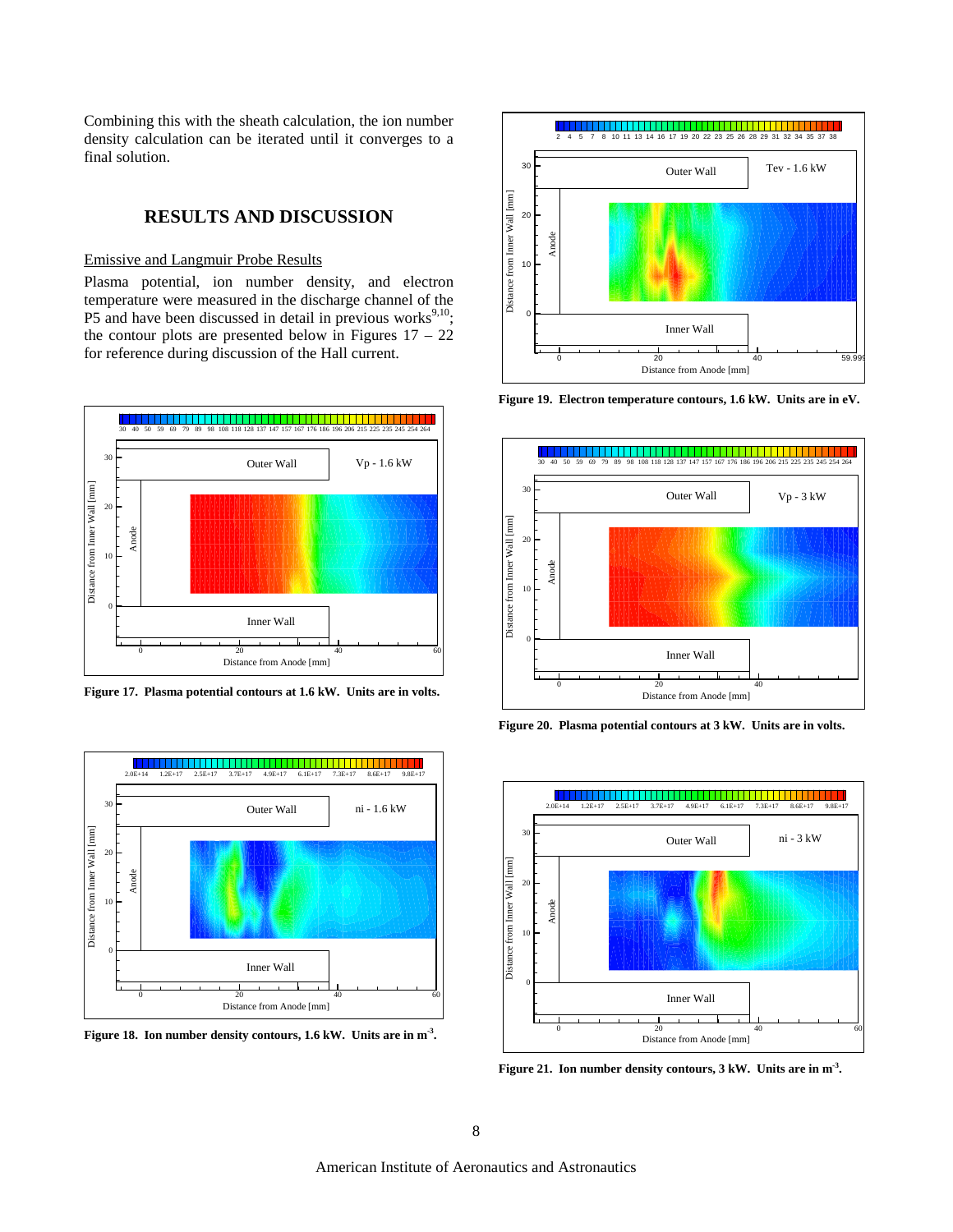Combining this with the sheath calculation, the ion number density calculation can be iterated until it converges to a final solution.

## RESULTS AND DISCUSSION

Emissive and Langmuir Probe Results

Plasma potential, ion number density, and electron temperature were measured in the discharge channel of the P5 and have been discussed in detail in previous works[9,10]; the contour plots are presented below in Figures 17 – 22 for reference during discussion of the Hall current.

**Figure 17. Plasma potential contours at 1.6 kW. Units are in volts.**

**Figure 18. Ion number density contours, 1.6 kW. Units are in m$^{-3}$.**

**Figure 19. Electron temperature contours, 1.6 kW. Units are in eV.**

**Figure 20. Plasma potential contours at 3 kW. Units are in volts.**

**Figure 21. Ion number density contours, 3 kW. Units are in m$^{-3}$.**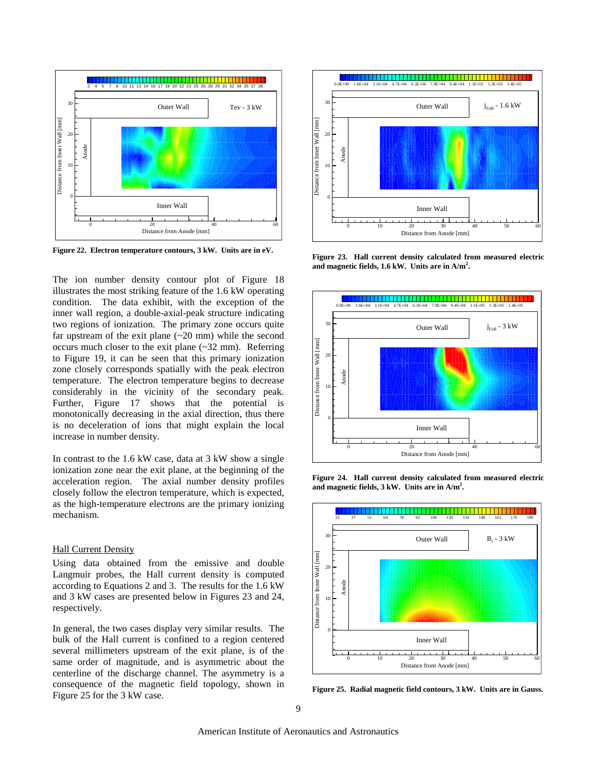Figure 22. Electron temperature contours, 3 kW. Units are in eV.

The ion number density contour plot of Figure 18 illustrates the most striking feature of the 1.6 kW operating condition. The data exhibit, with the exception of the inner wall region, a double-axial-peak structure indicating two regions of ionization. The primary zone occurs quite far upstream of the exit plane (~20 mm) while the second occurs much closer to the exit plane (~32 mm). Referring to Figure 19, it can be seen that this primary ionization zone closely corresponds spatially with the peak electron temperature. The electron temperature begins to decrease considerably in the vicinity of the secondary peak. Further, Figure 17 shows that the potential is monotonically decreasing in the axial direction, thus there is no deceleration of ions that might explain the local increase in number density.

In contrast to the 1.6 kW case, data at 3 kW show a single ionization zone near the exit plane, at the beginning of the acceleration region. The axial number density profiles closely follow the electron temperature, which is expected, as the high-temperature electrons are the primary ionizing mechanism.

## Hall Current Density

Using data obtained from the emissive and double Langmuir probes, the Hall current density is computed according to Equations 2 and 3. The results for the 1.6 kW and 3 kW cases are presented below in Figures 23 and 24, respectively.

In general, the two cases display very similar results. The bulk of the Hall current is confined to a region centered several millimeters upstream of the exit plane, is of the same order of magnitude, and is asymmetric about the centerline of the discharge channel. The asymmetry is a consequence of the magnetic field topology, shown in Figure 25 for the 3 kW case.

Figure 23. Hall current density calculated from measured electric and magnetic fields, 1.6 kW. Units are in A/m$^2$.

Figure 24. Hall current density calculated from measured electric and magnetic fields, 3 kW. Units are in A/m$^2$.

Figure 25. Radial magnetic field contours, 3 kW. Units are in Gauss.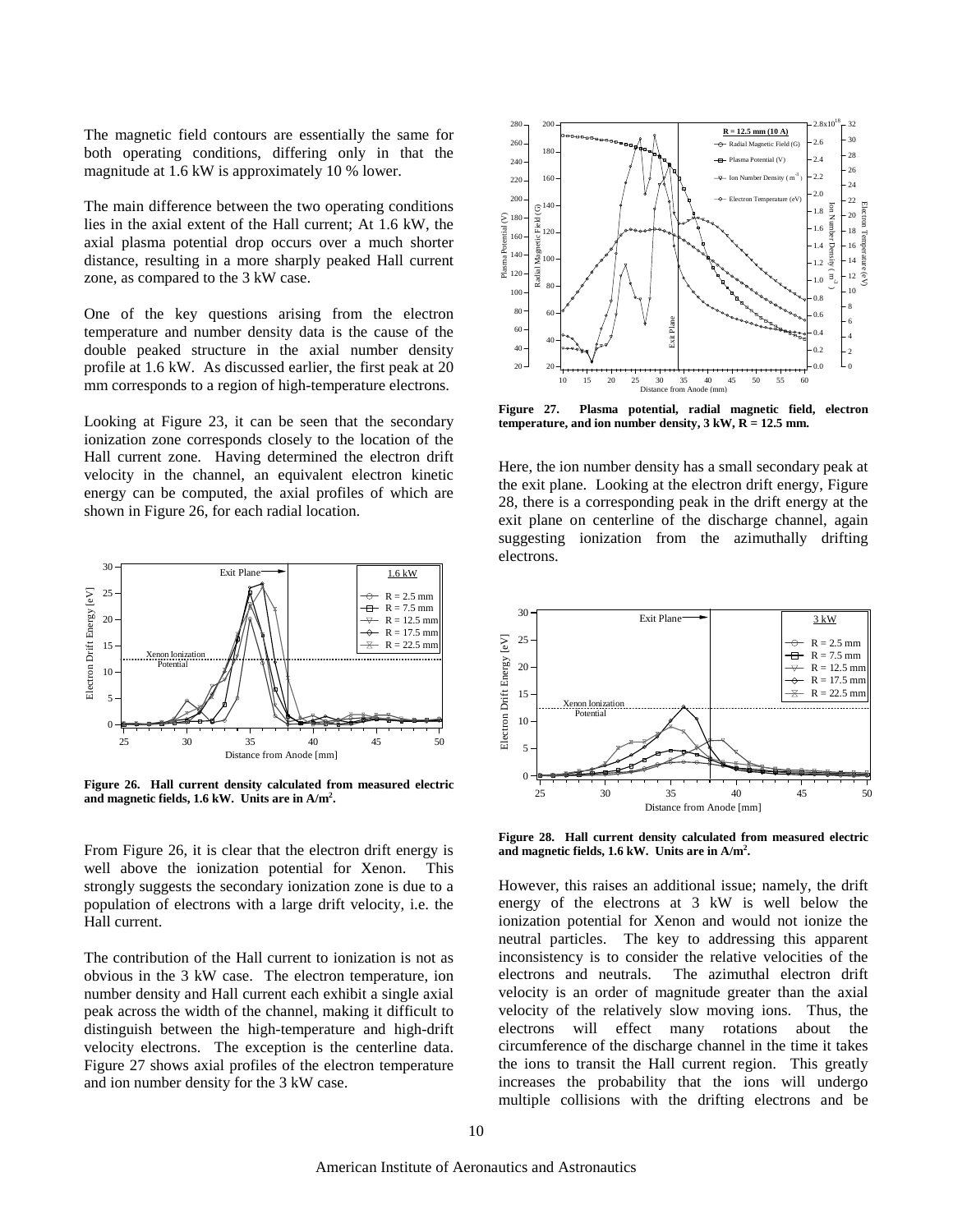The magnetic field contours are essentially the same for both operating conditions, differing only in that the magnitude at 1.6 kW is approximately 10 % lower.

The main difference between the two operating conditions lies in the axial extent of the Hall current; At 1.6 kW, the axial plasma potential drop occurs over a much shorter distance, resulting in a more sharply peaked Hall current zone, as compared to the 3 kW case.

One of the key questions arising from the electron temperature and number density data is the cause of the double peaked structure in the axial number density profile at 1.6 kW. As discussed earlier, the first peak at 20 mm corresponds to a region of high-temperature electrons.

Looking at Figure 23, it can be seen that the secondary ionization zone corresponds closely to the location of the Hall current zone. Having determined the electron drift velocity in the channel, an equivalent electron kinetic energy can be computed, the axial profiles of which are shown in Figure 26, for each radial location.

**Figure 26. Hall current density calculated from measured electric and magnetic fields, 1.6 kW. Units are in A/m$^2$.**

From Figure 26, it is clear that the electron drift energy is well above the ionization potential for Xenon. This strongly suggests the secondary ionization zone is due to a population of electrons with a large drift velocity, i.e. the Hall current.

The contribution of the Hall current to ionization is not as obvious in the 3 kW case. The electron temperature, ion number density and Hall current each exhibit a single axial peak across the width of the channel, making it difficult to distinguish between the high-temperature and high-drift velocity electrons. The exception is the centerline data. Figure 27 shows axial profiles of the electron temperature and ion number density for the 3 kW case.

**Figure 27. Plasma potential, radial magnetic field, electron temperature, and ion number density, 3 kW, R = 12.5 mm.**

Here, the ion number density has a small secondary peak at the exit plane. Looking at the electron drift energy, Figure 28, there is a corresponding peak in the drift energy at the exit plane on centerline of the discharge channel, again suggesting ionization from the azimuthally drifting electrons.

**Figure 28. Hall current density calculated from measured electric and magnetic fields, 1.6 kW. Units are in A/m$^2$.**

However, this raises an additional issue; namely, the drift energy of the electrons at 3 kW is well below the ionization potential for Xenon and would not ionize the neutral particles. The key to addressing this apparent inconsistency is to consider the relative velocities of the electrons and neutrals. The azimuthal electron drift velocity is an order of magnitude greater than the axial velocity of the relatively slow moving ions. Thus, the electrons will effect many rotations about the circumference of the discharge channel in the time it takes the ions to transit the Hall current region. This greatly increases the probability that the ions will undergo multiple collisions with the drifting electrons and be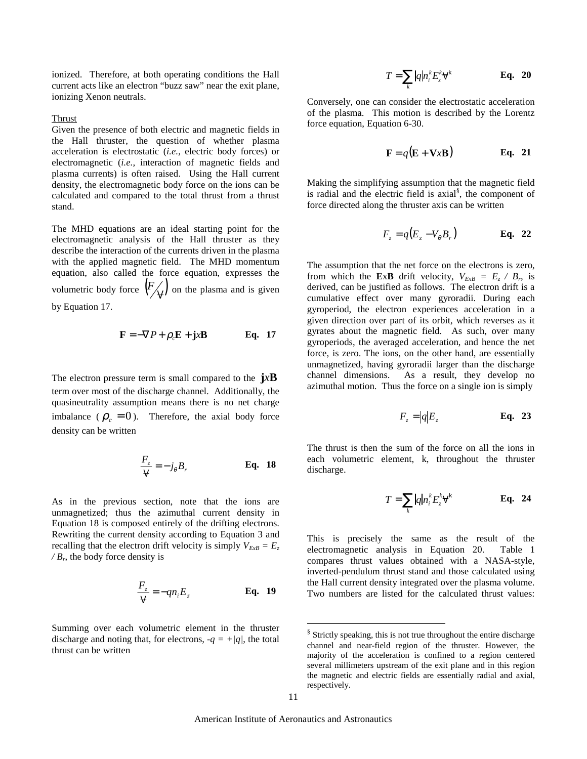ionized. Therefore, at both operating conditions the Hall current acts like an electron "buzz saw" near the exit plane, ionizing Xenon neutrals.

Thrust

Given the presence of both electric and magnetic fields in the Hall thruster, the question of whether plasma acceleration is electrostatic (*i.e.*, electric body forces) or electromagnetic (*i.e.*, interaction of magnetic fields and plasma currents) is often raised. Using the Hall current density, the electromagnetic body force on the ions can be calculated and compared to the total thrust from a thrust stand.

The MHD equations are an ideal starting point for the electromagnetic analysis of the Hall thruster as they describe the interaction of the currents driven in the plasma with the applied magnetic field. The MHD momentum equation, also called the force equation, expresses the volumetric body force $\left(F/\forall\right)$ on the plasma and is given by Equation 17.

$$\mathbf{F} = -\nabla P + \rho_c \mathbf{E} + \mathbf{j} x \mathbf{B} \qquad \textbf{Eq. 17}$$

The electron pressure term is small compared to the $\mathbf{j}x\mathbf{B}$ term over most of the discharge channel. Additionally, the quasineutrality assumption means there is no net charge imbalance ($\rho_c = 0$). Therefore, the axial body force density can be written

$$\frac{F_z}{\forall} = -j_\theta B_r \qquad \textbf{Eq. 18}$$

As in the previous section, note that the ions are unmagnetized; thus the azimuthal current density in Equation 18 is composed entirely of the drifting electrons. Rewriting the current density according to Equation 3 and recalling that the electron drift velocity is simply $V_{ExB} = E_z / B_r$, the body force density is

$$\frac{F_z}{\forall} = -q n_i E_z \qquad \textbf{Eq. 19}$$

Summing over each volumetric element in the thruster discharge and noting that, for electrons, $-q = +|q|$, the total thrust can be written

$$T = \sum_k |q| n_i^k E_z^k \forall^k \qquad \textbf{Eq. 20}$$

Conversely, one can consider the electrostatic acceleration of the plasma. This motion is described by the Lorentz force equation, Equation 6-30.

$$\mathbf{F} = q\left(\mathbf{E} + \mathbf{V} x \mathbf{B}\right) \qquad \textbf{Eq. 21}$$

Making the simplifying assumption that the magnetic field is radial and the electric field is axial[§], the component of force directed along the thruster axis can be written

$$F_z = q\left(E_z - V_\theta B_r\right) \qquad \textbf{Eq. 22}$$

The assumption that the net force on the electrons is zero, from which the **E**x**B** drift velocity, $V_{ExB} = E_z / B_r$, is derived, can be justified as follows. The electron drift is a cumulative effect over many gyroradii. During each gyroperiod, the electron experiences acceleration in a given direction over part of its orbit, which reverses as it gyrates about the magnetic field. As such, over many gyroperiods, the averaged acceleration, and hence the net force, is zero. The ions, on the other hand, are essentially unmagnetized, having gyroradii larger than the discharge channel dimensions. As a result, they develop no azimuthal motion. Thus the force on a single ion is simply

$$F_z = |q| E_z \qquad \textbf{Eq. 23}$$

The thrust is then the sum of the force on all the ions in each volumetric element, k, throughout the thruster discharge.

$$T = \sum_k |q| n_i^k E_z^k \forall^k \qquad \textbf{Eq. 24}$$

This is precisely the same as the result of the electromagnetic analysis in Equation 20. Table 1 compares thrust values obtained with a NASA-style, inverted-pendulum thrust stand and those calculated using the Hall current density integrated over the plasma volume. Two numbers are listed for the calculated thrust values:

[§] Strictly speaking, this is not true throughout the entire discharge channel and near-field region of the thruster. However, the majority of the acceleration is confined to a region centered several millimeters upstream of the exit plane and in this region the magnetic and electric fields are essentially radial and axial, respectively.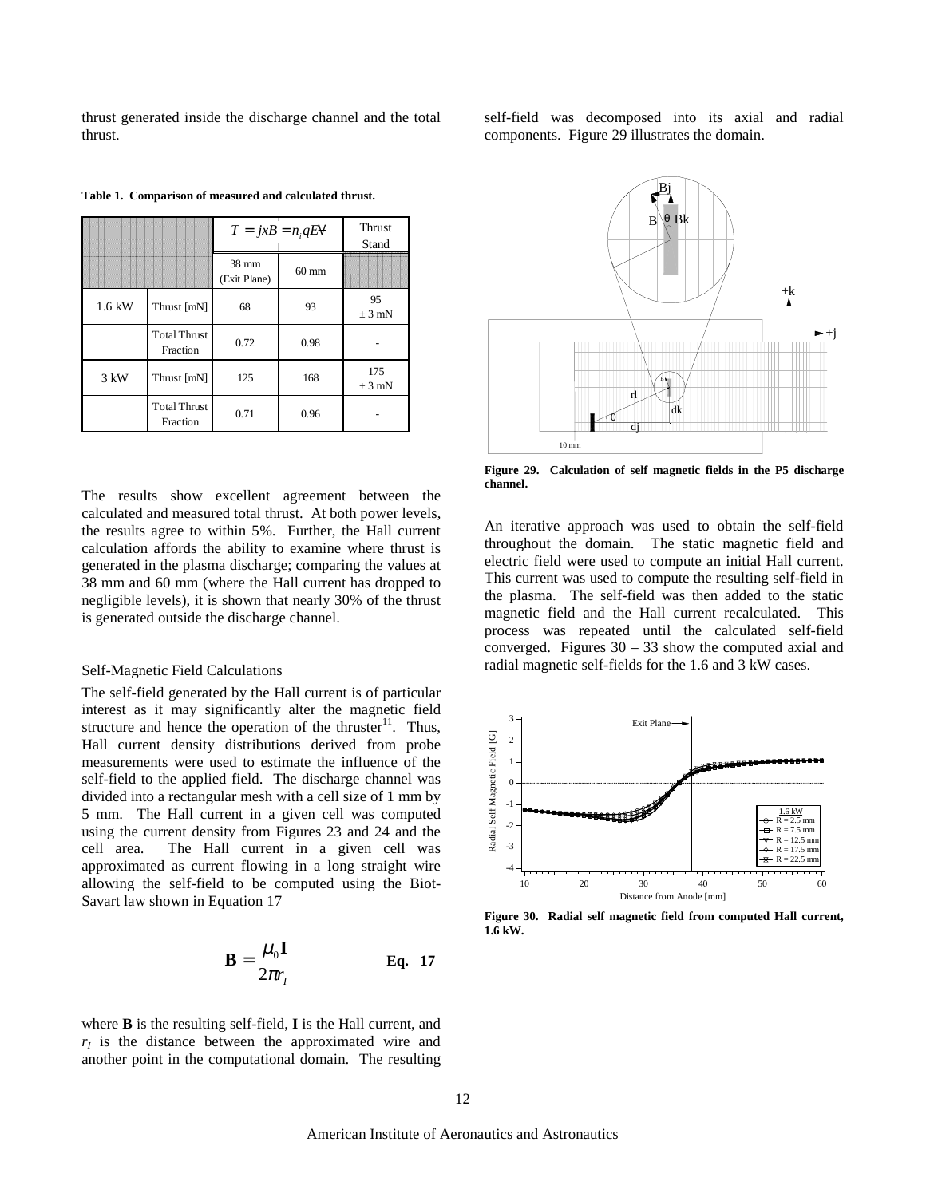thrust generated inside the discharge channel and the total thrust.

**Table 1. Comparison of measured and calculated thrust.**

| | | $T = jxB = n_i qE\forall$ | | Thrust Stand |
|---|---|---|---|---|
| | | 38 mm (Exit Plane) | 60 mm | |
| 1.6 kW | Thrust [mN] | 68 | 93 | 95 ± 3 mN |
| | Total Thrust Fraction | 0.72 | 0.98 | - |
| 3 kW | Thrust [mN] | 125 | 168 | 175 ± 3 mN |
| | Total Thrust Fraction | 0.71 | 0.96 | - |

The results show excellent agreement between the calculated and measured total thrust. At both power levels, the results agree to within 5%. Further, the Hall current calculation affords the ability to examine where thrust is generated in the plasma discharge; comparing the values at 38 mm and 60 mm (where the Hall current has dropped to negligible levels), it is shown that nearly 30% of the thrust is generated outside the discharge channel.

## Self-Magnetic Field Calculations

The self-field generated by the Hall current is of particular interest as it may significantly alter the magnetic field structure and hence the operation of the thruster[11]. Thus, Hall current density distributions derived from probe measurements were used to estimate the influence of the self-field to the applied field. The discharge channel was divided into a rectangular mesh with a cell size of 1 mm by 5 mm. The Hall current in a given cell was computed using the current density from Figures 23 and 24 and the cell area. The Hall current in a given cell was approximated as current flowing in a long straight wire allowing the self-field to be computed using the Biot-Savart law shown in Equation 17

$$\mathbf{B} = \frac{\mu_0 \mathbf{I}}{2\pi r_I} \qquad \text{Eq. 17}$$

where **B** is the resulting self-field, **I** is the Hall current, and $r_I$ is the distance between the approximated wire and another point in the computational domain. The resulting self-field was decomposed into its axial and radial components. Figure 29 illustrates the domain.

**Figure 29. Calculation of self magnetic fields in the P5 discharge channel.**

An iterative approach was used to obtain the self-field throughout the domain. The static magnetic field and electric field were used to compute an initial Hall current. This current was used to compute the resulting self-field in the plasma. The self-field was then added to the static magnetic field and the Hall current recalculated. This process was repeated until the calculated self-field converged. Figures 30 – 33 show the computed axial and radial magnetic self-fields for the 1.6 and 3 kW cases.

**Figure 30. Radial self magnetic field from computed Hall current, 1.6 kW.**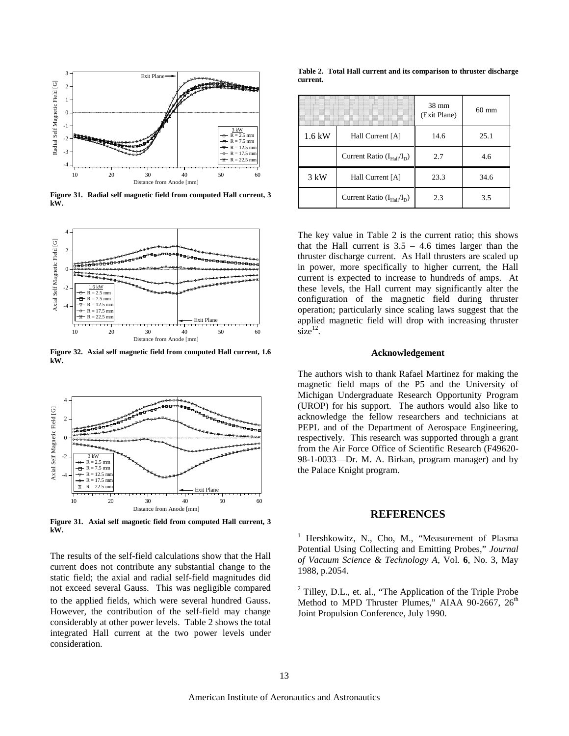Figure 31. Radial self magnetic field from computed Hall current, 3 kW.

Figure 32. Axial self magnetic field from computed Hall current, 1.6 kW.

Figure 31. Axial self magnetic field from computed Hall current, 3 kW.

The results of the self-field calculations show that the Hall current does not contribute any substantial change to the static field; the axial and radial self-field magnitudes did not exceed several Gauss. This was negligible compared to the applied fields, which were several hundred Gauss. However, the contribution of the self-field may change considerably at other power levels. Table 2 shows the total integrated Hall current at the two power levels under consideration.

**Table 2. Total Hall current and its comparison to thruster discharge current.**

| | | 38 mm (Exit Plane) | 60 mm |
|---|---|---|---|
| 1.6 kW | Hall Current [A] | 14.6 | 25.1 |
| | Current Ratio ($I_{Hall}/I_D$) | 2.7 | 4.6 |
| 3 kW | Hall Current [A] | 23.3 | 34.6 |
| | Current Ratio ($I_{Hall}/I_D$) | 2.3 | 3.5 |

The key value in Table 2 is the current ratio; this shows that the Hall current is 3.5 – 4.6 times larger than the thruster discharge current. As Hall thrusters are scaled up in power, more specifically to higher current, the Hall current is expected to increase to hundreds of amps. At these levels, the Hall current may significantly alter the configuration of the magnetic field during thruster operation; particularly since scaling laws suggest that the applied magnetic field will drop with increasing thruster size[12].

## Acknowledgement

The authors wish to thank Rafael Martinez for making the magnetic field maps of the P5 and the University of Michigan Undergraduate Research Opportunity Program (UROP) for his support. The authors would also like to acknowledge the fellow researchers and technicians at PEPL and of the Department of Aerospace Engineering, respectively. This research was supported through a grant from the Air Force Office of Scientific Research (F49620-98-1-0033—Dr. M. A. Birkan, program manager) and by the Palace Knight program.

## REFERENCES

[1] Hershkowitz, N., Cho, M., "Measurement of Plasma Potential Using Collecting and Emitting Probes," *Journal of Vacuum Science & Technology A*, Vol. **6**, No. 3, May 1988, p.2054.

[2] Tilley, D.L., et. al., "The Application of the Triple Probe Method to MPD Thruster Plumes," AIAA 90-2667, 26th Joint Propulsion Conference, July 1990.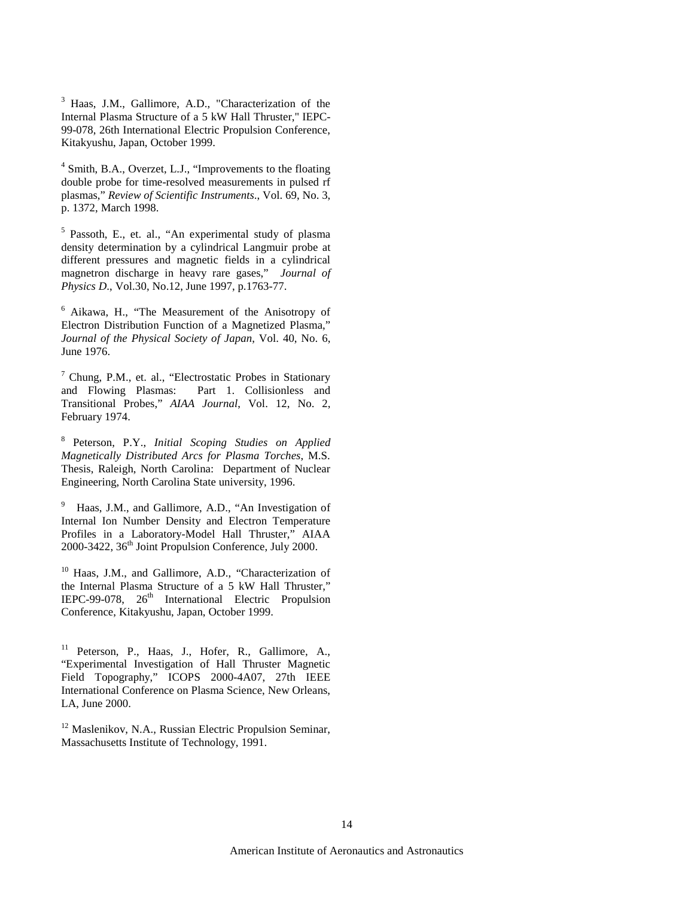[3] Haas, J.M., Gallimore, A.D., "Characterization of the Internal Plasma Structure of a 5 kW Hall Thruster," IEPC-99-078, 26th International Electric Propulsion Conference, Kitakyushu, Japan, October 1999.

[4] Smith, B.A., Overzet, L.J., "Improvements to the floating double probe for time-resolved measurements in pulsed rf plasmas," *Review of Scientific Instruments*., Vol. 69, No. 3, p. 1372, March 1998.

[5] Passoth, E., et. al., "An experimental study of plasma density determination by a cylindrical Langmuir probe at different pressures and magnetic fields in a cylindrical magnetron discharge in heavy rare gases," *Journal of Physics D*., Vol.30, No.12, June 1997, p.1763-77.

[6] Aikawa, H., "The Measurement of the Anisotropy of Electron Distribution Function of a Magnetized Plasma," *Journal of the Physical Society of Japan*, Vol. 40, No. 6, June 1976.

[7] Chung, P.M., et. al., "Electrostatic Probes in Stationary and Flowing Plasmas: Part 1. Collisionless and Transitional Probes," *AIAA Journal*, Vol. 12, No. 2, February 1974.

[8] Peterson, P.Y., *Initial Scoping Studies on Applied Magnetically Distributed Arcs for Plasma Torches*, M.S. Thesis, Raleigh, North Carolina: Department of Nuclear Engineering, North Carolina State university, 1996.

[9] Haas, J.M., and Gallimore, A.D., "An Investigation of Internal Ion Number Density and Electron Temperature Profiles in a Laboratory-Model Hall Thruster," AIAA 2000-3422, 36th Joint Propulsion Conference, July 2000.

[10] Haas, J.M., and Gallimore, A.D., "Characterization of the Internal Plasma Structure of a 5 kW Hall Thruster," IEPC-99-078, 26th International Electric Propulsion Conference, Kitakyushu, Japan, October 1999.

[11] Peterson, P., Haas, J., Hofer, R., Gallimore, A., "Experimental Investigation of Hall Thruster Magnetic Field Topography," ICOPS 2000-4A07, 27th IEEE International Conference on Plasma Science, New Orleans, LA, June 2000.

[12] Maslenikov, N.A., Russian Electric Propulsion Seminar, Massachusetts Institute of Technology, 1991.